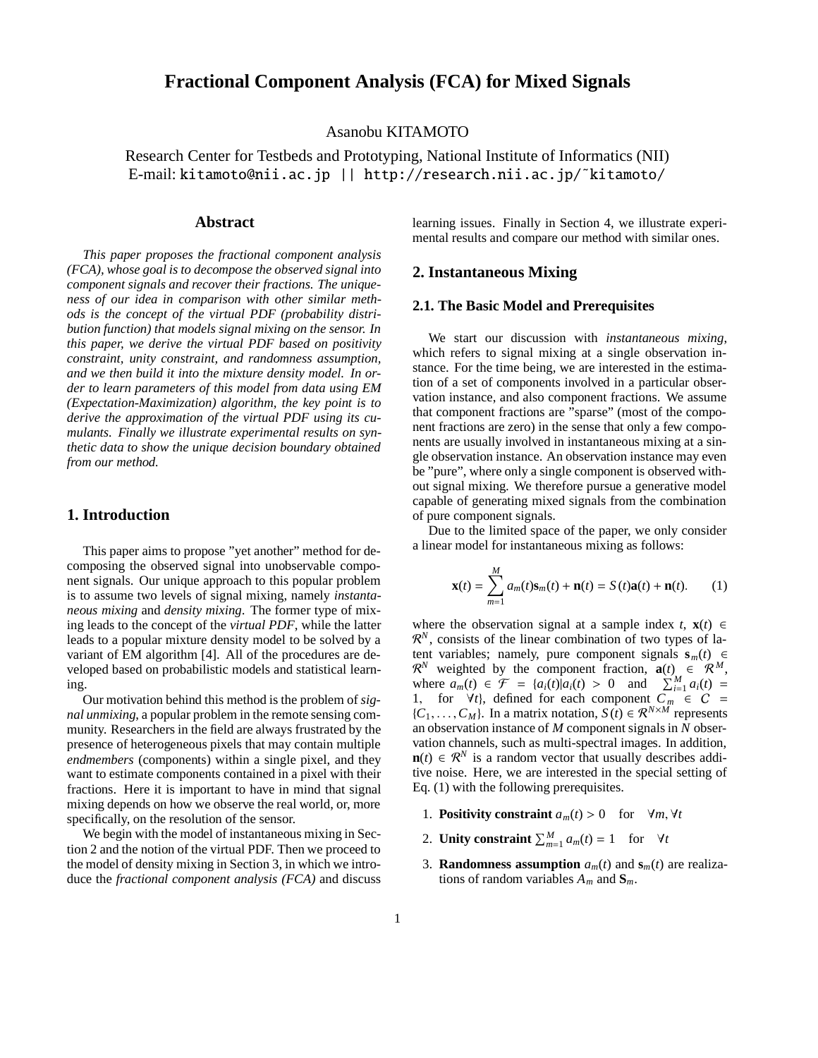# Fractional Component Analysis (FCA) for Mixed Signals

Asanobu KITAMOTO

Research Center for Testbeds and Prototyping, National Institute of Informatics (NII)
E-mail: kitamoto@nii.ac.jp || http://research.nii.ac.jp/˜kitamoto/

## Abstract

*This paper proposes the fractional component analysis (FCA), whose goal is to decompose the observed signal into component signals and recover their fractions. The uniqueness of our idea in comparison with other similar methods is the concept of the virtual PDF (probability distribution function) that models signal mixing on the sensor. In this paper, we derive the virtual PDF based on positivity constraint, unity constraint, and randomness assumption, and we then build it into the mixture density model. In order to learn parameters of this model from data using EM (Expectation-Maximization) algorithm, the key point is to derive the approximation of the virtual PDF using its cumulants. Finally we illustrate experimental results on synthetic data to show the unique decision boundary obtained from our method.*

## 1. Introduction

This paper aims to propose "yet another" method for decomposing the observed signal into unobservable component signals. Our unique approach to this popular problem is to assume two levels of signal mixing, namely *instantaneous mixing* and *density mixing*. The former type of mixing leads to the concept of the *virtual PDF*, while the latter leads to a popular mixture density model to be solved by a variant of EM algorithm [4]. All of the procedures are developed based on probabilistic models and statistical learning.

Our motivation behind this method is the problem of *signal unmixing*, a popular problem in the remote sensing community. Researchers in the field are always frustrated by the presence of heterogeneous pixels that may contain multiple *endmembers* (components) within a single pixel, and they want to estimate components contained in a pixel with their fractions. Here it is important to have in mind that signal mixing depends on how we observe the real world, or, more specifically, on the resolution of the sensor.

We begin with the model of instantaneous mixing in Section 2 and the notion of the virtual PDF. Then we proceed to the model of density mixing in Section 3, in which we introduce the *fractional component analysis (FCA)* and discuss learning issues. Finally in Section 4, we illustrate experimental results and compare our method with similar ones.

## 2. Instantaneous Mixing

### 2.1. The Basic Model and Prerequisites

We start our discussion with *instantaneous mixing*, which refers to signal mixing at a single observation instance. For the time being, we are interested in the estimation of a set of components involved in a particular observation instance, and also component fractions. We assume that component fractions are "sparse" (most of the component fractions are zero) in the sense that only a few components are usually involved in instantaneous mixing at a single observation instance. An observation instance may even be "pure", where only a single component is observed without signal mixing. We therefore pursue a generative model capable of generating mixed signals from the combination of pure component signals.

Due to the limited space of the paper, we only consider a linear model for instantaneous mixing as follows:

$$\mathbf{x}(t) = \sum_{m=1}^{M} a_m(t)\mathbf{s}_m(t) + \mathbf{n}(t) = S(t)\mathbf{a}(t) + \mathbf{n}(t). \tag{1}$$

where the observation signal at a sample index $t$, $\mathbf{x}(t) \in \mathcal{R}^N$, consists of the linear combination of two types of latent variables; namely, pure component signals $\mathbf{s}_m(t) \in \mathcal{R}^N$ weighted by the component fraction, $\mathbf{a}(t) \in \mathcal{R}^M$, where $a_m(t) \in \mathcal{F} = \{a_i(t) | a_i(t) > 0 \text{ and } \sum_{i=1}^{M} a_i(t) = 1, \text{ for } \forall t\}$, defined for each component $C_m \in \mathcal{C} = \{C_1, \ldots, C_M\}$. In a matrix notation, $S(t) \in \mathcal{R}^{N \times M}$ represents an observation instance of $M$ component signals in $N$ observation channels, such as multi-spectral images. In addition, $\mathbf{n}(t) \in \mathcal{R}^N$ is a random vector that usually describes additive noise. Here, we are interested in the special setting of Eq. (1) with the following prerequisites.

1. **Positivity constraint** $a_m(t) > 0 \quad \text{for} \quad \forall m, \forall t$
2. **Unity constraint** $\sum_{m=1}^{M} a_m(t) = 1 \quad \text{for} \quad \forall t$
3. **Randomness assumption** $a_m(t)$ and $\mathbf{s}_m(t)$ are realizations of random variables $A_m$ and $\mathbf{S}_m$.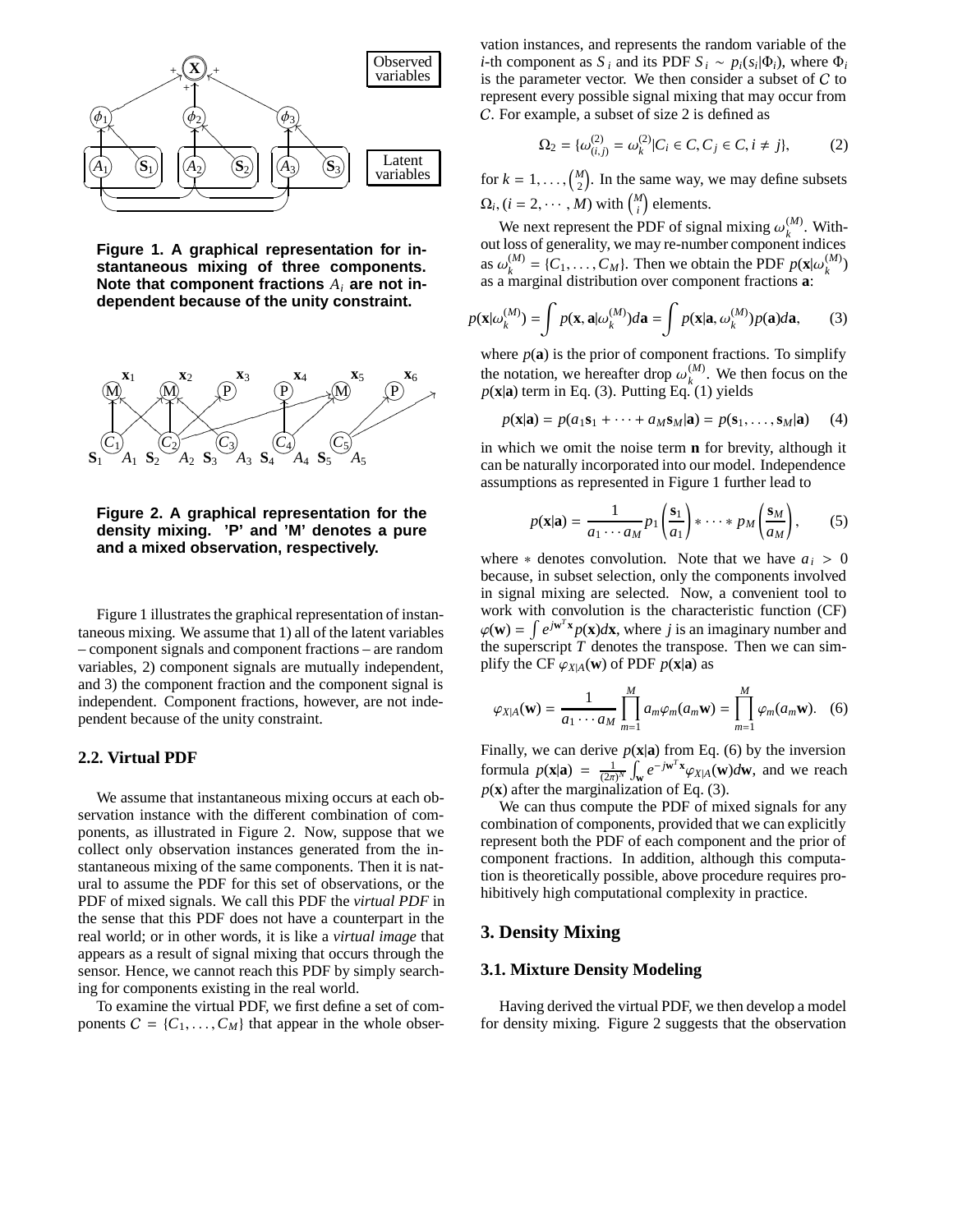Figure 1. A graphical representation for instantaneous mixing of three components. Note that component fractions $A_i$ are not independent because of the unity constraint.

Figure 2. A graphical representation for the density mixing. 'P' and 'M' denotes a pure and a mixed observation, respectively.

Figure 1 illustrates the graphical representation of instantaneous mixing. We assume that 1) all of the latent variables – component signals and component fractions – are random variables, 2) component signals are mutually independent, and 3) the component fraction and the component signal is independent. Component fractions, however, are not independent because of the unity constraint.

### 2.2. Virtual PDF

We assume that instantaneous mixing occurs at each observation instance with the different combination of components, as illustrated in Figure 2. Now, suppose that we collect only observation instances generated from the instantaneous mixing of the same components. Then it is natural to assume the PDF for this set of observations, or the PDF of mixed signals. We call this PDF the *virtual PDF* in the sense that this PDF does not have a counterpart in the real world; or in other words, it is like a *virtual image* that appears as a result of signal mixing that occurs through the sensor. Hence, we cannot reach this PDF by simply searching for components existing in the real world.

To examine the virtual PDF, we first define a set of components $\mathcal{C} = \{C_1, \ldots, C_M\}$ that appear in the whole observation instances, and represents the random variable of the $i$-th component as $S_i$ and its PDF $S_i \sim p_i(s_i|\Phi_i)$, where $\Phi_i$ is the parameter vector. We then consider a subset of $\mathcal{C}$ to represent every possible signal mixing that may occur from $\mathcal{C}$. For example, a subset of size 2 is defined as

$$\Omega_2 = \{\omega_{(i,j)}^{(2)} = \omega_k^{(2)} | C_i \in \mathcal{C}, C_j \in \mathcal{C}, i \neq j\}, \tag{2}$$

for $k = 1, \ldots, \binom{M}{2}$. In the same way, we may define subsets $\Omega_i, (i = 2, \cdots, M)$ with $\binom{M}{i}$ elements.

We next represent the PDF of signal mixing $\omega_k^{(M)}$. Without loss of generality, we may re-number component indices as $\omega_k^{(M)} = \{C_1, \ldots, C_M\}$. Then we obtain the PDF $p(\mathbf{x}|\omega_k^{(M)})$ as a marginal distribution over component fractions $\mathbf{a}$:

$$p(\mathbf{x}|\omega_k^{(M)}) = \int p(\mathbf{x}, \mathbf{a}|\omega_k^{(M)}) d\mathbf{a} = \int p(\mathbf{x}|\mathbf{a}, \omega_k^{(M)}) p(\mathbf{a}) d\mathbf{a}, \tag{3}$$

where $p(\mathbf{a})$ is the prior of component fractions. To simplify the notation, we hereafter drop $\omega_k^{(M)}$. We then focus on the $p(\mathbf{x}|\mathbf{a})$ term in Eq. (3). Putting Eq. (1) yields

$$p(\mathbf{x}|\mathbf{a}) = p(a_1\mathbf{s}_1 + \cdots + a_M\mathbf{s}_M|\mathbf{a}) = p(\mathbf{s}_1, \ldots, \mathbf{s}_M|\mathbf{a}) \tag{4}$$

in which we omit the noise term $\mathbf{n}$ for brevity, although it can be naturally incorporated into our model. Independence assumptions as represented in Figure 1 further lead to

$$p(\mathbf{x}|\mathbf{a}) = \frac{1}{a_1 \cdots a_M} p_1\left(\frac{\mathbf{s}_1}{a_1}\right) * \cdots * p_M\left(\frac{\mathbf{s}_M}{a_M}\right), \tag{5}$$

where $*$ denotes convolution. Note that we have $a_i > 0$ because, in subset selection, only the components involved in signal mixing are selected. Now, a convenient tool to work with convolution is the characteristic function (CF) $\varphi(\mathbf{w}) = \int e^{j\mathbf{w}^T\mathbf{x}} p(\mathbf{x}) d\mathbf{x}$, where $j$ is an imaginary number and the superscript $T$ denotes the transpose. Then we can simplify the CF $\varphi_{X|A}(\mathbf{w})$ of PDF $p(\mathbf{x}|\mathbf{a})$ as

$$\varphi_{X|A}(\mathbf{w}) = \frac{1}{a_1 \cdots a_M} \prod_{m=1}^{M} a_m \varphi_m(a_m \mathbf{w}) = \prod_{m=1}^{M} \varphi_m(a_m \mathbf{w}). \tag{6}$$

Finally, we can derive $p(\mathbf{x}|\mathbf{a})$ from Eq. (6) by the inversion formula $p(\mathbf{x}|\mathbf{a}) = \frac{1}{(2\pi)^N} \int_{\mathbf{w}} e^{-j\mathbf{w}^T\mathbf{x}} \varphi_{X|A}(\mathbf{w}) d\mathbf{w}$, and we reach $p(\mathbf{x})$ after the marginalization of Eq. (3).

We can thus compute the PDF of mixed signals for any combination of components, provided that we can explicitly represent both the PDF of each component and the prior of component fractions. In addition, although this computation is theoretically possible, above procedure requires prohibitively high computational complexity in practice.

## 3. Density Mixing

### 3.1. Mixture Density Modeling

Having derived the virtual PDF, we then develop a model for density mixing. Figure 2 suggests that the observation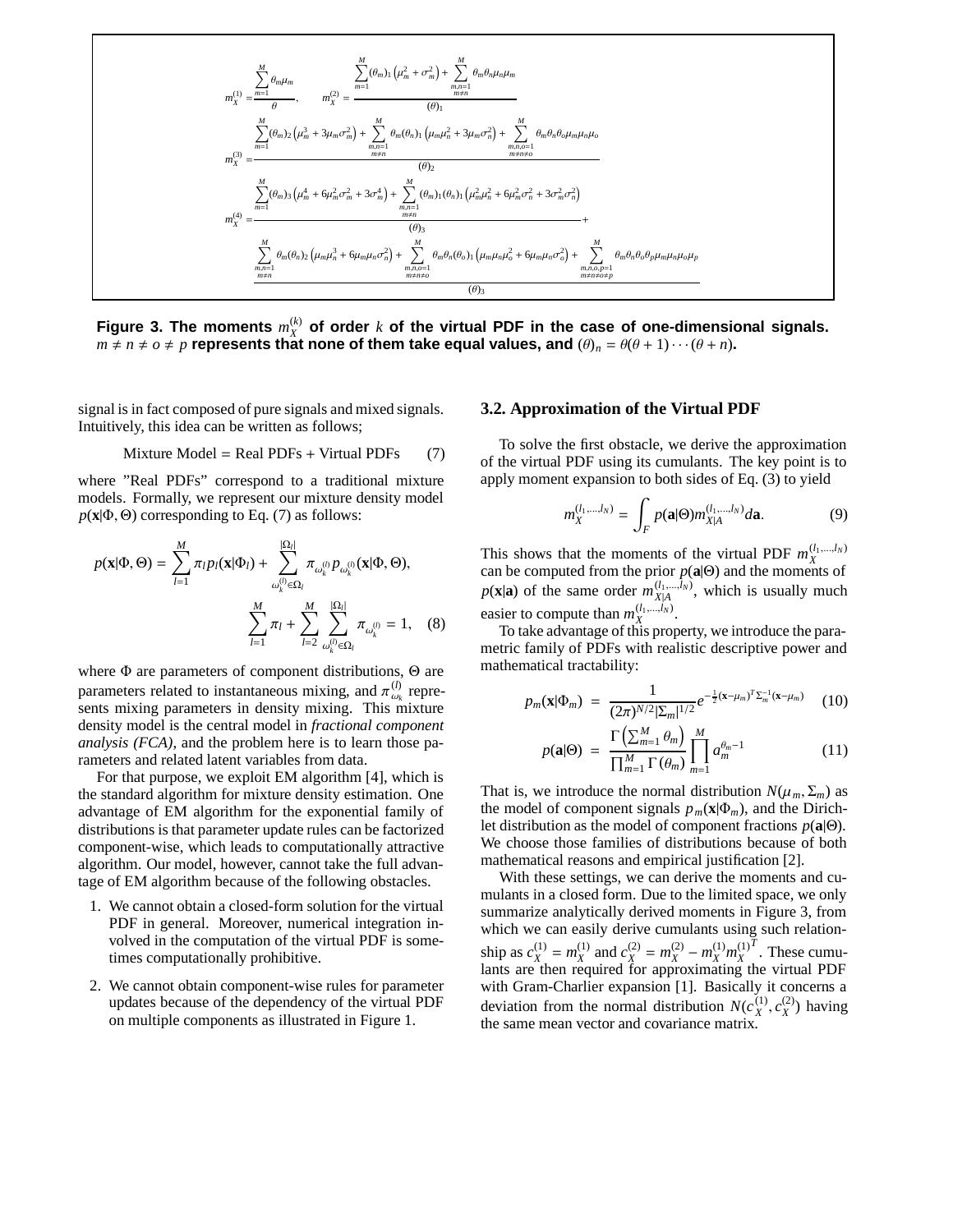$$m_X^{(1)} = \frac{\sum_{m=1}^{M} \theta_m \mu_m}{\theta}, \qquad m_X^{(2)} = \frac{\sum_{m=1}^{M} (\theta_m)_1 \left(\mu_m^2 + \sigma_m^2\right) + \sum_{\substack{m,n=1 \\ m \neq n}}^{M} \theta_m \theta_n \mu_n \mu_m}{(\theta)_1}$$

$$m_X^{(3)} = \frac{\sum_{m=1}^{M} (\theta_m)_2 \left(\mu_m^3 + 3\mu_m \sigma_m^2\right) + \sum_{\substack{m,n=1 \\ m \neq n}}^{M} \theta_m (\theta_n)_1 \left(\mu_m \mu_n^2 + 3\mu_m \sigma_n^2\right) + \sum_{\substack{m,n,o=1 \\ m \neq n \neq o}}^{M} \theta_m \theta_n \theta_o \mu_m \mu_n \mu_o}{(\theta)_2}$$

$$m_X^{(4)} = \frac{\sum_{m=1}^{M} (\theta_m)_3 \left(\mu_m^4 + 6\mu_m^2 \sigma_m^2 + 3\sigma_m^4\right) + \sum_{\substack{m,n=1 \\ m \neq n}}^{M} (\theta_m)_1 (\theta_n)_1 \left(\mu_m^2 \mu_n^2 + 6\mu_m^2 \sigma_n^2 + 3\sigma_m^2 \sigma_n^2\right)}{(\theta)_3} +$$

$$\frac{\sum_{\substack{m,n=1 \\ m \neq n}}^{M} \theta_m (\theta_n)_2 \left(\mu_m \mu_n^3 + 6\mu_m \mu_n \sigma_n^2\right) + \sum_{\substack{m,n,o=1 \\ m \neq n \neq o}}^{M} \theta_m \theta_n (\theta_o)_1 \left(\mu_m \mu_n \mu_o^2 + 6\mu_m \mu_n \sigma_o^2\right) + \sum_{\substack{m,n,o,p=1 \\ m \neq n \neq o \neq p}}^{M} \theta_m \theta_n \theta_o \theta_p \mu_m \mu_n \mu_o \mu_p}{(\theta)_3}$$

**Figure 3. The moments $m_X^{(k)}$ of order $k$ of the virtual PDF in the case of one-dimensional signals. $m \neq n \neq o \neq p$ represents that none of them take equal values, and $(\theta)_n = \theta(\theta+1)\cdots(\theta+n)$.**

signal is in fact composed of pure signals and mixed signals. Intuitively, this idea can be written as follows;

$$\text{Mixture Model} = \text{Real PDFs} + \text{Virtual PDFs} \tag{7}$$

where "Real PDFs" correspond to a traditional mixture models. Formally, we represent our mixture density model $p(\mathbf{x}|\Phi, \Theta)$ corresponding to Eq. (7) as follows:

$$p(\mathbf{x}|\Phi, \Theta) = \sum_{l=1}^{M} \pi_l p_l(\mathbf{x}|\Phi_l) + \sum_{\omega_k^{(l)} \in \Omega_l}^{|\Omega_l|} \pi_{\omega_k^{(l)}} p_{\omega_k^{(l)}}(\mathbf{x}|\Phi, \Theta),$$

$$\sum_{l=1}^{M} \pi_l + \sum_{l=2}^{M} \sum_{\omega_k^{(l)} \in \Omega_l}^{|\Omega_l|} \pi_{\omega_k^{(l)}} = 1, \tag{8}$$

where $\Phi$ are parameters of component distributions, $\Theta$ are parameters related to instantaneous mixing, and $\pi_{\omega_k}^{(l)}$ represents mixing parameters in density mixing. This mixture density model is the central model in *fractional component analysis (FCA)*, and the problem here is to learn those parameters and related latent variables from data.

For that purpose, we exploit EM algorithm [4], which is the standard algorithm for mixture density estimation. One advantage of EM algorithm for the exponential family of distributions is that parameter update rules can be factorized component-wise, which leads to computationally attractive algorithm. Our model, however, cannot take the full advantage of EM algorithm because of the following obstacles.

1. We cannot obtain a closed-form solution for the virtual PDF in general. Moreover, numerical integration involved in the computation of the virtual PDF is sometimes computationally prohibitive.
2. We cannot obtain component-wise rules for parameter updates because of the dependency of the virtual PDF on multiple components as illustrated in Figure 1.

## 3.2. Approximation of the Virtual PDF

To solve the first obstacle, we derive the approximation of the virtual PDF using its cumulants. The key point is to apply moment expansion to both sides of Eq. (3) to yield

$$m_X^{(l_1,\ldots,l_N)} = \int_F p(\mathbf{a}|\Theta) m_{X|A}^{(l_1,\ldots,l_N)} d\mathbf{a}. \tag{9}$$

This shows that the moments of the virtual PDF $m_X^{(l_1,\ldots,l_N)}$ can be computed from the prior $p(\mathbf{a}|\Theta)$ and the moments of $p(\mathbf{x}|\mathbf{a})$ of the same order $m_{X|A}^{(l_1,\ldots,l_N)}$, which is usually much easier to compute than $m_X^{(l_1,\ldots,l_N)}$.

To take advantage of this property, we introduce the parametric family of PDFs with realistic descriptive power and mathematical tractability:

$$p_m(\mathbf{x}|\Phi_m) = \frac{1}{(2\pi)^{N/2}|\Sigma_m|^{1/2}} e^{-\frac{1}{2}(\mathbf{x}-\mu_m)^T \Sigma_m^{-1}(\mathbf{x}-\mu_m)} \tag{10}$$

$$p(\mathbf{a}|\Theta) = \frac{\Gamma\left(\sum_{m=1}^{M} \theta_m\right)}{\prod_{m=1}^{M} \Gamma(\theta_m)} \prod_{m=1}^{M} a_m^{\theta_m - 1} \tag{11}$$

That is, we introduce the normal distribution $N(\mu_m, \Sigma_m)$ as the model of component signals $p_m(\mathbf{x}|\Phi_m)$, and the Dirichlet distribution as the model of component fractions $p(\mathbf{a}|\Theta)$. We choose those families of distributions because of both mathematical reasons and empirical justification [2].

With these settings, we can derive the moments and cumulants in a closed form. Due to the limited space, we only summarize analytically derived moments in Figure 3, from which we can easily derive cumulants using such relationship as $c_X^{(1)} = m_X^{(1)}$ and $c_X^{(2)} = m_X^{(2)} - m_X^{(1)} m_X^{(1)T}$. These cumulants are then required for approximating the virtual PDF with Gram-Charlier expansion [1]. Basically it concerns a deviation from the normal distribution $N(c_X^{(1)}, c_X^{(2)})$ having the same mean vector and covariance matrix.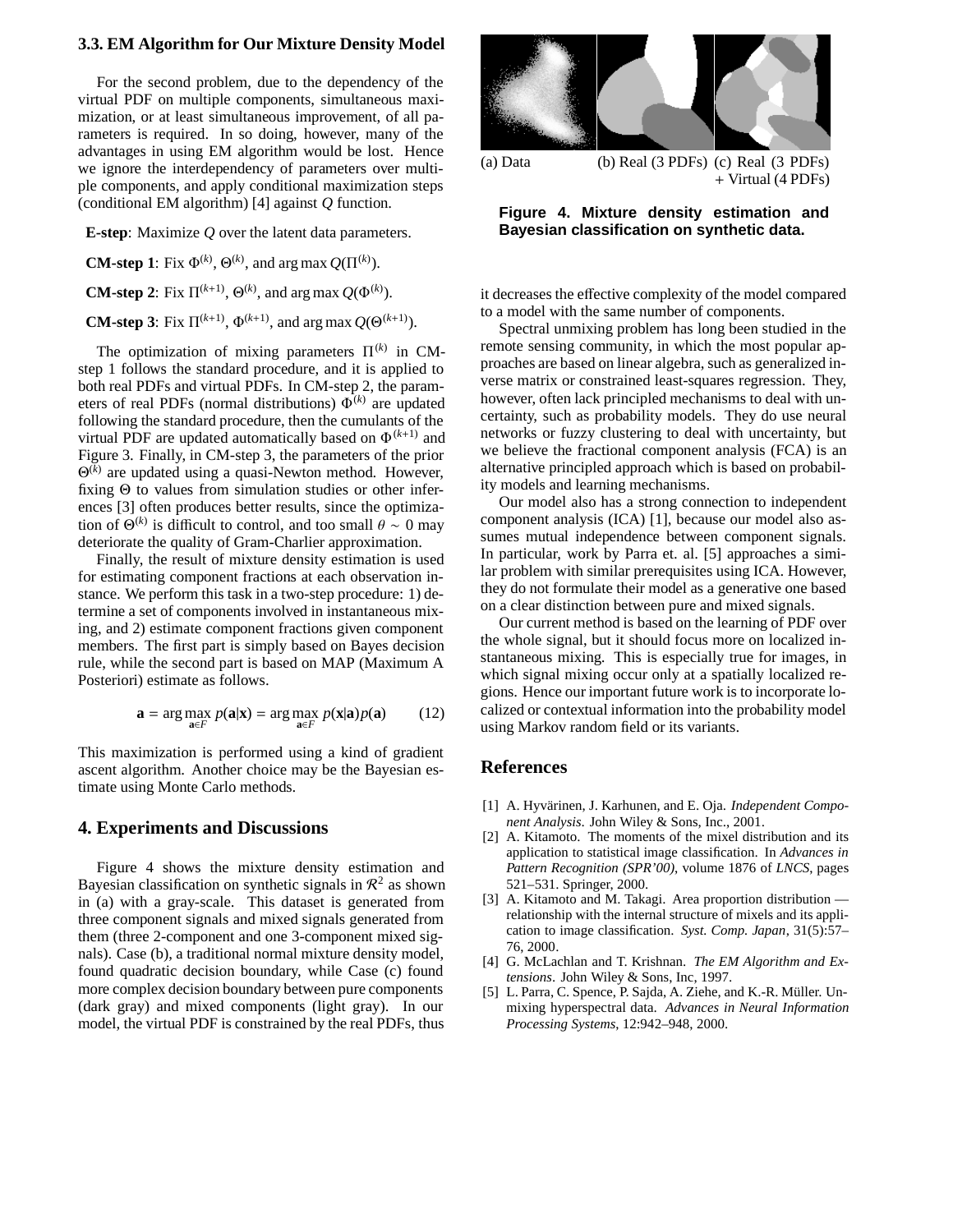### 3.3. EM Algorithm for Our Mixture Density Model

For the second problem, due to the dependency of the virtual PDF on multiple components, simultaneous maximization, or at least simultaneous improvement, of all parameters is required. In so doing, however, many of the advantages in using EM algorithm would be lost. Hence we ignore the interdependency of parameters over multiple components, and apply conditional maximization steps (conditional EM algorithm) [4] against $Q$ function.

**E-step**: Maximize $Q$ over the latent data parameters.

**CM-step 1**: Fix $\Phi^{(k)}$, $\Theta^{(k)}$, and $\arg\max Q(\Pi^{(k)})$.

**CM-step 2**: Fix $\Pi^{(k+1)}$, $\Theta^{(k)}$, and $\arg\max Q(\Phi^{(k)})$.

**CM-step 3**: Fix $\Pi^{(k+1)}$, $\Phi^{(k+1)}$, and $\arg\max Q(\Theta^{(k+1)})$.

The optimization of mixing parameters $\Pi^{(k)}$ in CM-step 1 follows the standard procedure, and it is applied to both real PDFs and virtual PDFs. In CM-step 2, the parameters of real PDFs (normal distributions) $\Phi^{(k)}$ are updated following the standard procedure, then the cumulants of the virtual PDF are updated automatically based on $\Phi^{(k+1)}$ and Figure 3. Finally, in CM-step 3, the parameters of the prior $\Theta^{(k)}$ are updated using a quasi-Newton method. However, fixing $\Theta$ to values from simulation studies or other inferences [3] often produces better results, since the optimization of $\Theta^{(k)}$ is difficult to control, and too small $\theta \sim 0$ may deteriorate the quality of Gram-Charlier approximation.

Finally, the result of mixture density estimation is used for estimating component fractions at each observation instance. We perform this task in a two-step procedure: 1) determine a set of components involved in instantaneous mixing, and 2) estimate component fractions given component members. The first part is simply based on Bayes decision rule, while the second part is based on MAP (Maximum A Posteriori) estimate as follows.

$$\mathbf{a} = \arg\max_{\mathbf{a}\in F} p(\mathbf{a}|\mathbf{x}) = \arg\max_{\mathbf{a}\in F} p(\mathbf{x}|\mathbf{a})p(\mathbf{a}) \qquad (12)$$

This maximization is performed using a kind of gradient ascent algorithm. Another choice may be the Bayesian estimate using Monte Carlo methods.

## 4. Experiments and Discussions

Figure 4 shows the mixture density estimation and Bayesian classification on synthetic signals in $\mathcal{R}^2$ as shown in (a) with a gray-scale. This dataset is generated from three component signals and mixed signals generated from them (three 2-component and one 3-component mixed signals). Case (b), a traditional normal mixture density model, found quadratic decision boundary, while Case (c) found more complex decision boundary between pure components (dark gray) and mixed components (light gray). In our model, the virtual PDF is constrained by the real PDFs, thus it decreases the effective complexity of the model compared to a model with the same number of components.

(a) Data (b) Real (3 PDFs) (c) Real (3 PDFs) + Virtual (4 PDFs)

**Figure 4. Mixture density estimation and Bayesian classification on synthetic data.**

Spectral unmixing problem has long been studied in the remote sensing community, in which the most popular approaches are based on linear algebra, such as generalized inverse matrix or constrained least-squares regression. They, however, often lack principled mechanisms to deal with uncertainty, such as probability models. They do use neural networks or fuzzy clustering to deal with uncertainty, but we believe the fractional component analysis (FCA) is an alternative principled approach which is based on probability models and learning mechanisms.

Our model also has a strong connection to independent component analysis (ICA) [1], because our model also assumes mutual independence between component signals. In particular, work by Parra et. al. [5] approaches a similar problem with similar prerequisites using ICA. However, they do not formulate their model as a generative one based on a clear distinction between pure and mixed signals.

Our current method is based on the learning of PDF over the whole signal, but it should focus more on localized instantaneous mixing. This is especially true for images, in which signal mixing occur only at a spatially localized regions. Hence our important future work is to incorporate localized or contextual information into the probability model using Markov random field or its variants.

## References

[1] A. Hyvärinen, J. Karhunen, and E. Oja. *Independent Component Analysis*. John Wiley & Sons, Inc., 2001.

[2] A. Kitamoto. The moments of the mixel distribution and its application to statistical image classification. In *Advances in Pattern Recognition (SPR'00)*, volume 1876 of *LNCS*, pages 521–531. Springer, 2000.

[3] A. Kitamoto and M. Takagi. Area proportion distribution — relationship with the internal structure of mixels and its application to image classification. *Syst. Comp. Japan*, 31(5):57–76, 2000.

[4] G. McLachlan and T. Krishnan. *The EM Algorithm and Extensions*. John Wiley & Sons, Inc, 1997.

[5] L. Parra, C. Spence, P. Sajda, A. Ziehe, and K.-R. Müller. Unmixing hyperspectral data. *Advances in Neural Information Processing Systems*, 12:942–948, 2000.